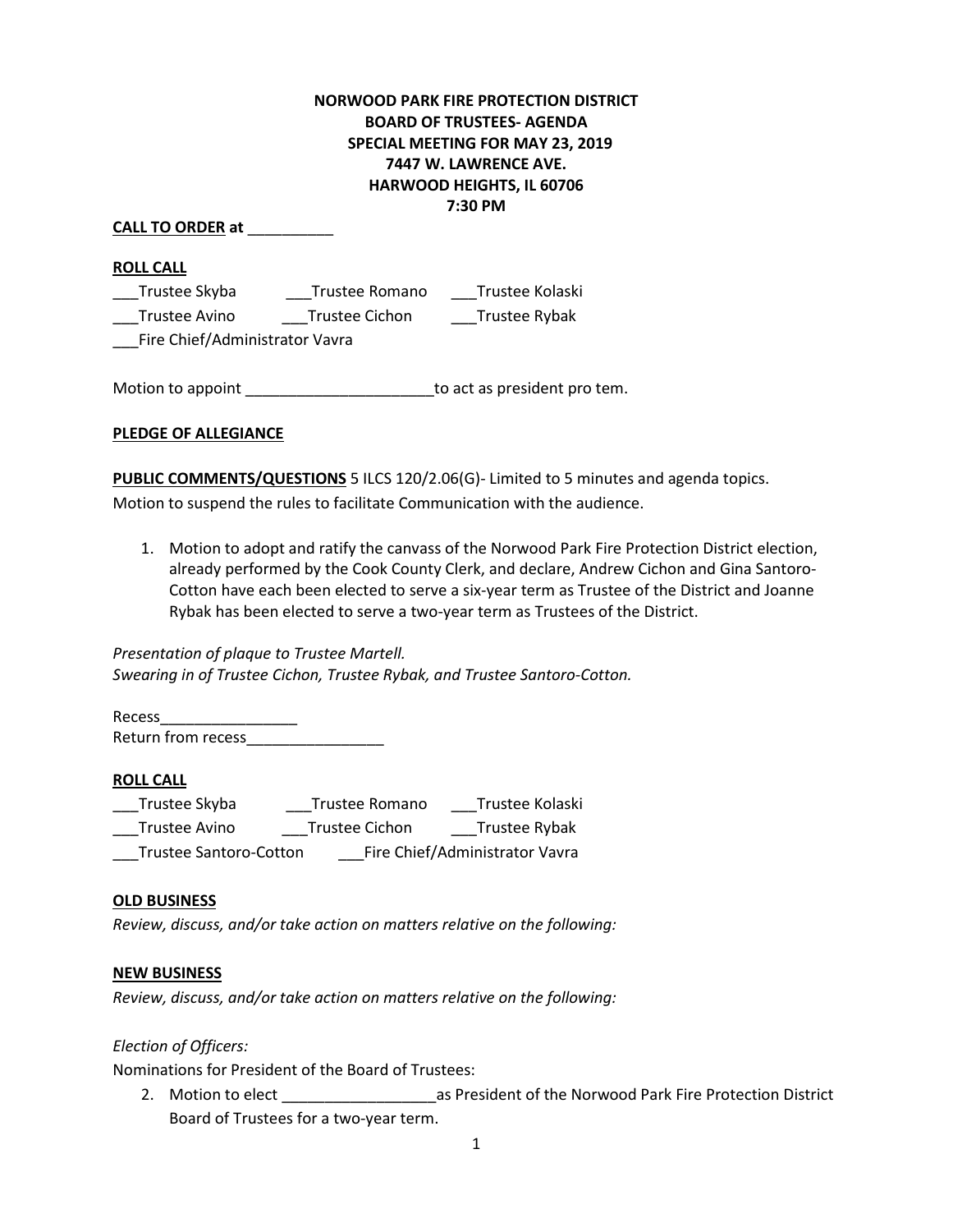**NORWOOD PARK FIRE PROTECTION DISTRICT**
**BOARD OF TRUSTEES- AGENDA**
**SPECIAL MEETING FOR MAY 23, 2019**
**7447 W. LAWRENCE AVE.**
**HARWOOD HEIGHTS, IL 60706**
**7:30 PM**

**CALL TO ORDER at** __________

**ROLL CALL**

___Trustee Skyba ___Trustee Romano ___Trustee Kolaski
___Trustee Avino ___Trustee Cichon ___Trustee Rybak
___Fire Chief/Administrator Vavra

Motion to appoint ______________________to act as president pro tem.

**PLEDGE OF ALLEGIANCE**

**PUBLIC COMMENTS/QUESTIONS** 5 ILCS 120/2.06(G)- Limited to 5 minutes and agenda topics.
Motion to suspend the rules to facilitate Communication with the audience.

1. Motion to adopt and ratify the canvass of the Norwood Park Fire Protection District election, already performed by the Cook County Clerk, and declare, Andrew Cichon and Gina Santoro-Cotton have each been elected to serve a six-year term as Trustee of the District and Joanne Rybak has been elected to serve a two-year term as Trustees of the District.

*Presentation of plaque to Trustee Martell.*
*Swearing in of Trustee Cichon, Trustee Rybak, and Trustee Santoro-Cotton.*

Recess________________
Return from recess________________

**ROLL CALL**

___Trustee Skyba ___Trustee Romano ___Trustee Kolaski
___Trustee Avino ___Trustee Cichon ___Trustee Rybak
___Trustee Santoro-Cotton ___Fire Chief/Administrator Vavra

**OLD BUSINESS**

*Review, discuss, and/or take action on matters relative on the following:*

**NEW BUSINESS**

*Review, discuss, and/or take action on matters relative on the following:*

*Election of Officers:*

Nominations for President of the Board of Trustees:

2. Motion to elect __________________as President of the Norwood Park Fire Protection District Board of Trustees for a two-year term.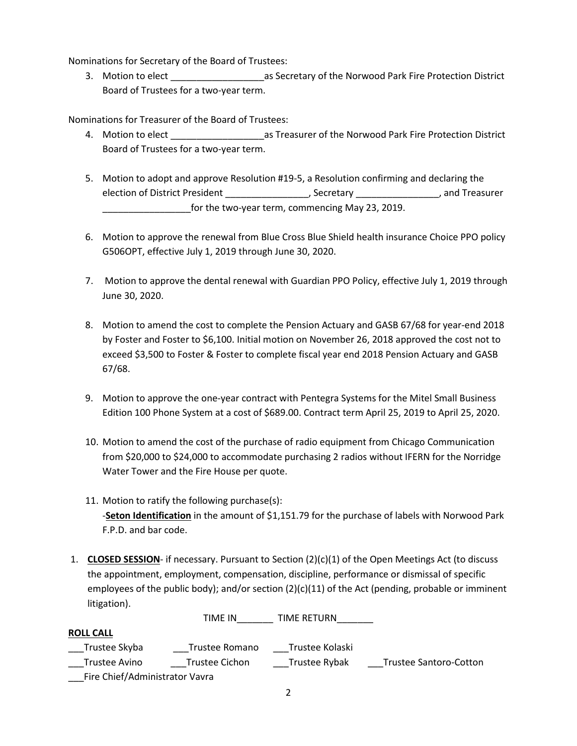Nominations for Secretary of the Board of Trustees:

3. Motion to elect __________________as Secretary of the Norwood Park Fire Protection District Board of Trustees for a two-year term.

Nominations for Treasurer of the Board of Trustees:

4. Motion to elect __________________as Treasurer of the Norwood Park Fire Protection District Board of Trustees for a two-year term.

5. Motion to adopt and approve Resolution #19-5, a Resolution confirming and declaring the election of District President ________________, Secretary ________________, and Treasurer _________________for the two-year term, commencing May 23, 2019.

6. Motion to approve the renewal from Blue Cross Blue Shield health insurance Choice PPO policy G506OPT, effective July 1, 2019 through June 30, 2020.

7. Motion to approve the dental renewal with Guardian PPO Policy, effective July 1, 2019 through June 30, 2020.

8. Motion to amend the cost to complete the Pension Actuary and GASB 67/68 for year-end 2018 by Foster and Foster to $6,100. Initial motion on November 26, 2018 approved the cost not to exceed $3,500 to Foster & Foster to complete fiscal year end 2018 Pension Actuary and GASB 67/68.

9. Motion to approve the one-year contract with Pentegra Systems for the Mitel Small Business Edition 100 Phone System at a cost of $689.00. Contract term April 25, 2019 to April 25, 2020.

10. Motion to amend the cost of the purchase of radio equipment from Chicago Communication from $20,000 to $24,000 to accommodate purchasing 2 radios without IFERN for the Norridge Water Tower and the Fire House per quote.

11. Motion to ratify the following purchase(s):
    -**Seton Identification** in the amount of $1,151.79 for the purchase of labels with Norwood Park F.P.D. and bar code.

1. **CLOSED SESSION**- if necessary. Pursuant to Section (2)(c)(1) of the Open Meetings Act (to discuss the appointment, employment, compensation, discipline, performance or dismissal of specific employees of the public body); and/or section (2)(c)(11) of the Act (pending, probable or imminent litigation).

TIME IN_______ TIME RETURN_______

**ROLL CALL**

___Trustee Skyba ___Trustee Romano ___Trustee Kolaski

___Trustee Avino ___Trustee Cichon ___Trustee Rybak ___Trustee Santoro-Cotton

___Fire Chief/Administrator Vavra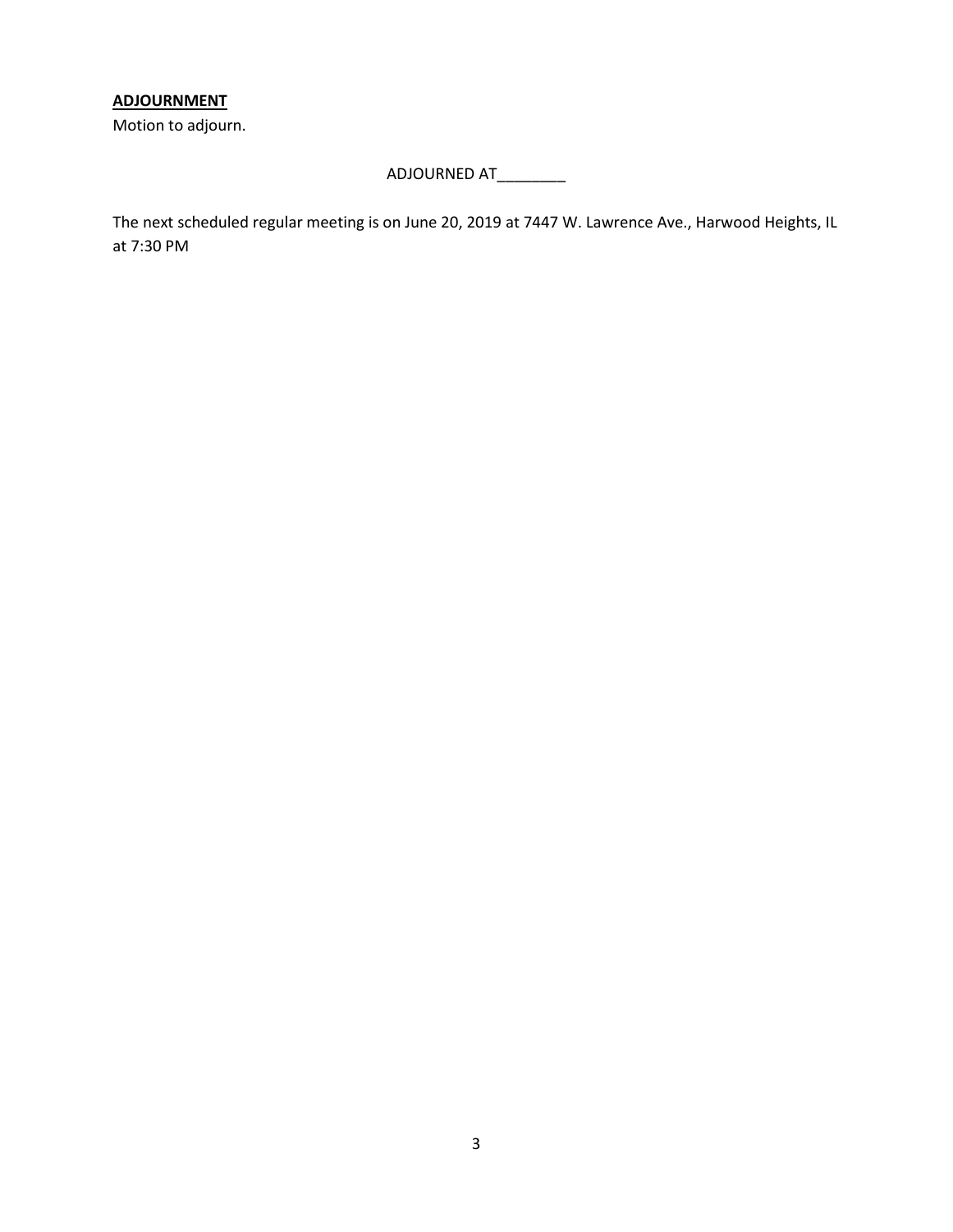**ADJOURNMENT**

Motion to adjourn.

ADJOURNED AT________

The next scheduled regular meeting is on June 20, 2019 at 7447 W. Lawrence Ave., Harwood Heights, IL at 7:30 PM